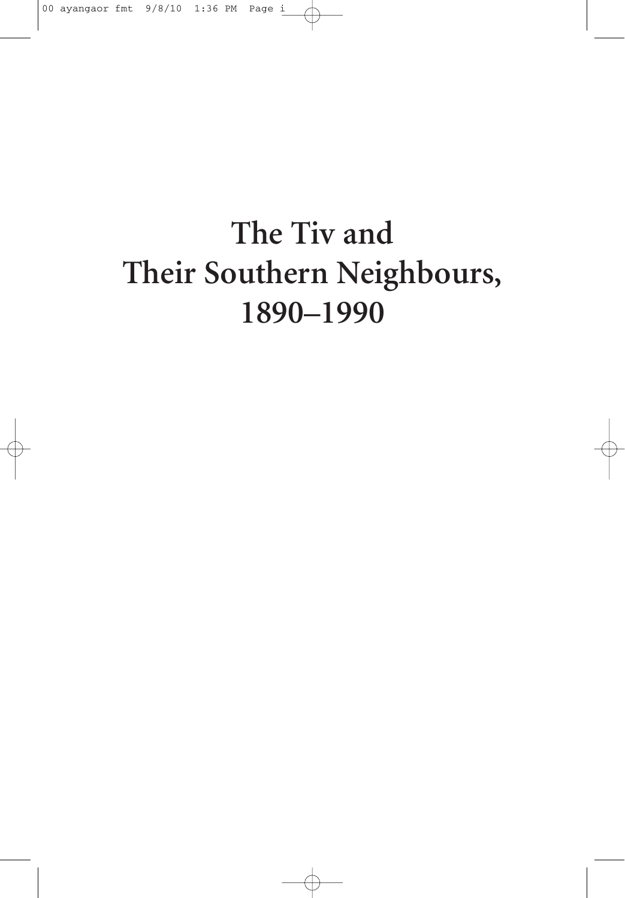# The Tiv and Their Southern Neighbours, 1890–1990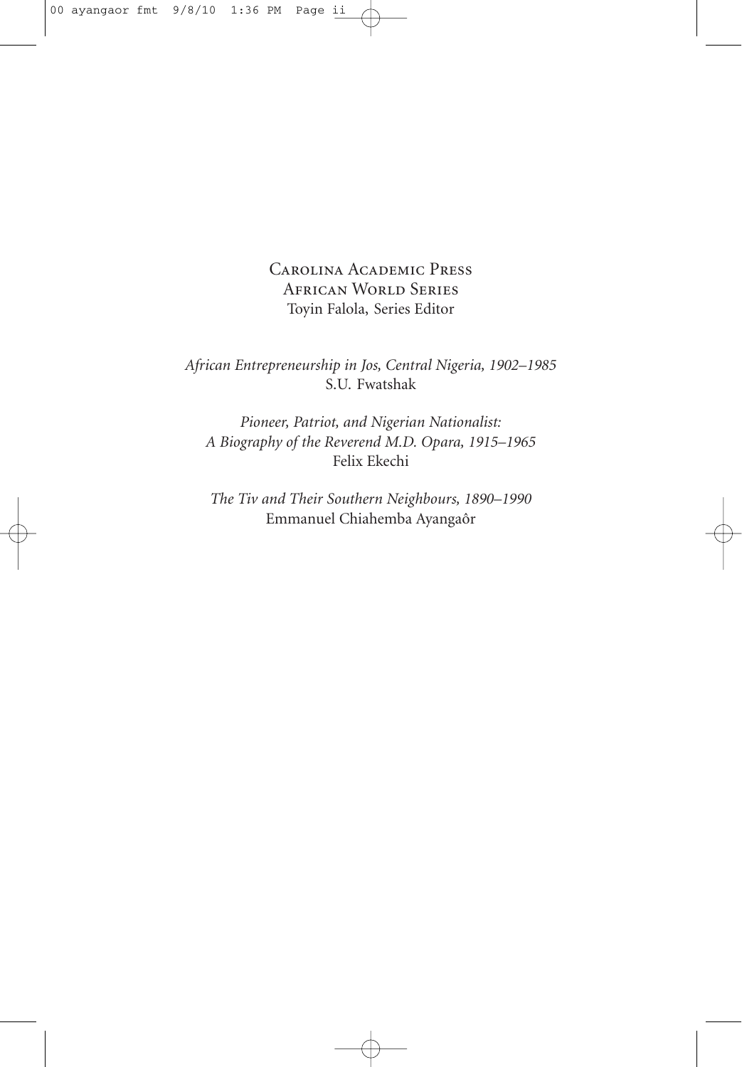Carolina Academic Press
African World Series
Toyin Falola, Series Editor

*African Entrepreneurship in Jos, Central Nigeria, 1902–1985*
S.U. Fwatshak

*Pioneer, Patriot, and Nigerian Nationalist:*
*A Biography of the Reverend M.D. Opara, 1915–1965*
Felix Ekechi

*The Tiv and Their Southern Neighbours, 1890–1990*
Emmanuel Chiahemba Ayangaôr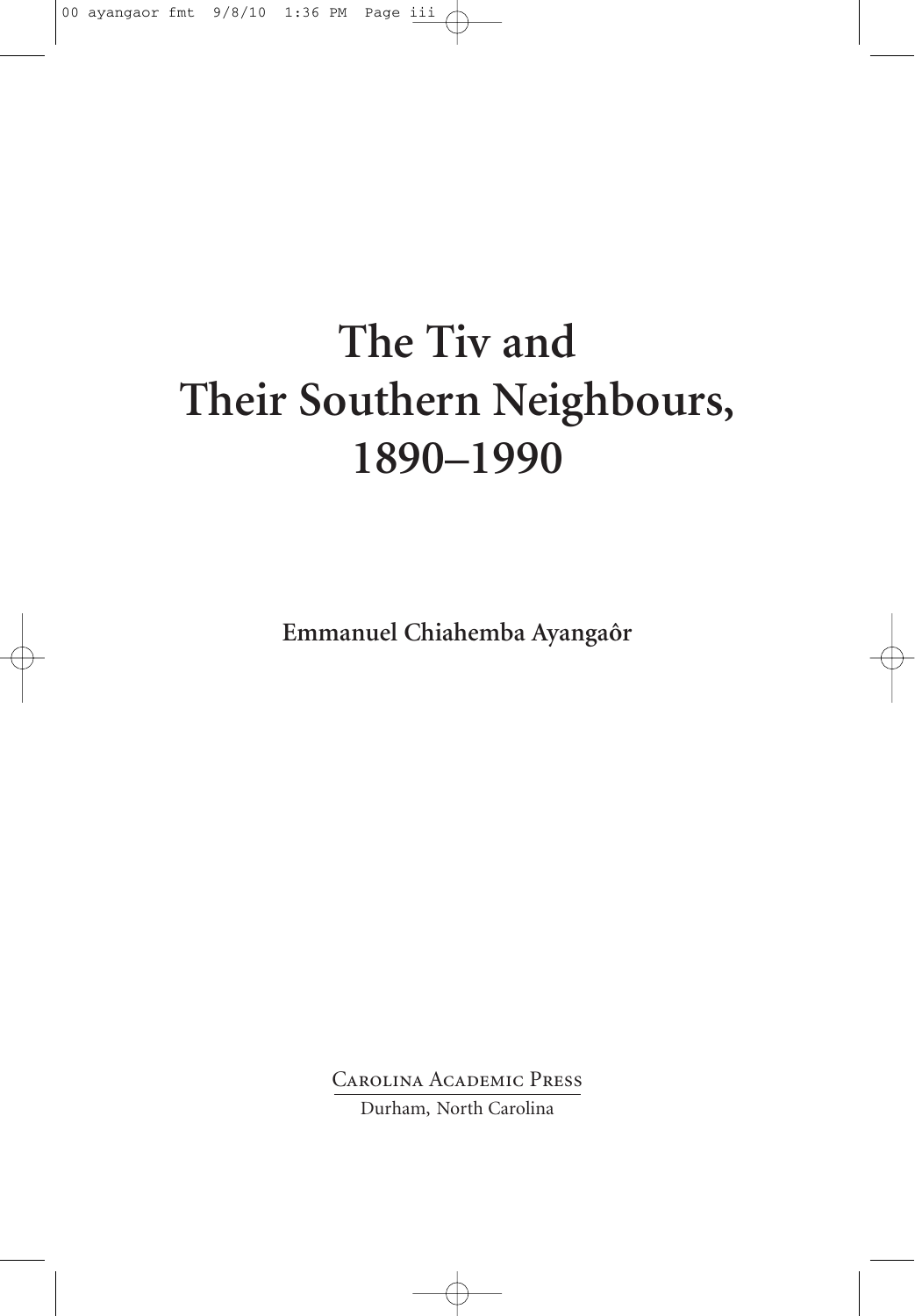# The Tiv and Their Southern Neighbours, 1890–1990

**Emmanuel Chiahemba Ayangaôr**

Carolina Academic Press

Durham, North Carolina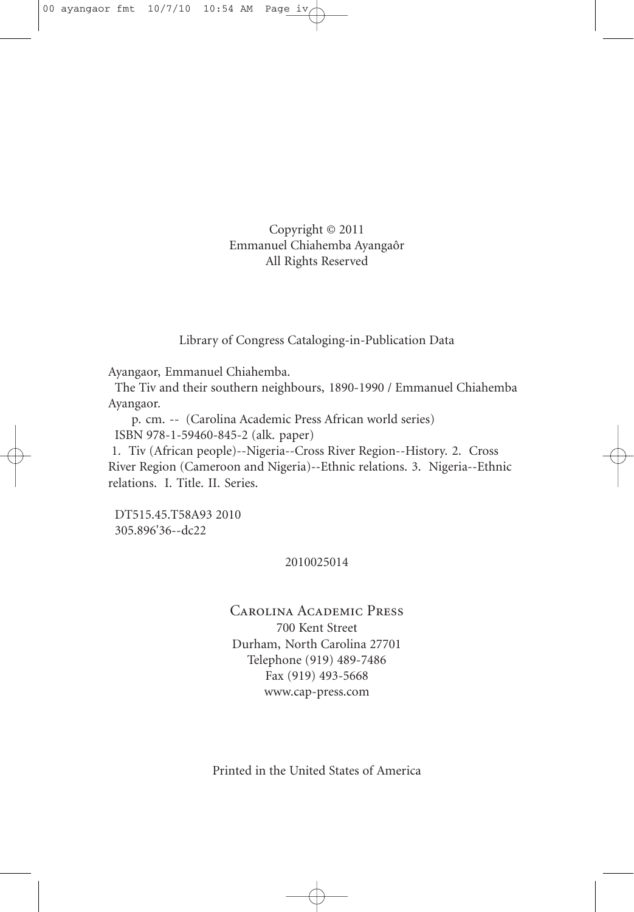Copyright © 2011
Emmanuel Chiahemba Ayangaôr
All Rights Reserved

Library of Congress Cataloging-in-Publication Data

Ayangaor, Emmanuel Chiahemba.

The Tiv and their southern neighbours, 1890-1990 / Emmanuel Chiahemba Ayangaor.

p. cm. -- (Carolina Academic Press African world series)

ISBN 978-1-59460-845-2 (alk. paper)

1. Tiv (African people)--Nigeria--Cross River Region--History. 2. Cross River Region (Cameroon and Nigeria)--Ethnic relations. 3. Nigeria--Ethnic relations. I. Title. II. Series.

DT515.45.T58A93 2010
305.896'36--dc22

2010025014

Carolina Academic Press
700 Kent Street
Durham, North Carolina 27701
Telephone (919) 489-7486
Fax (919) 493-5668
www.cap-press.com

Printed in the United States of America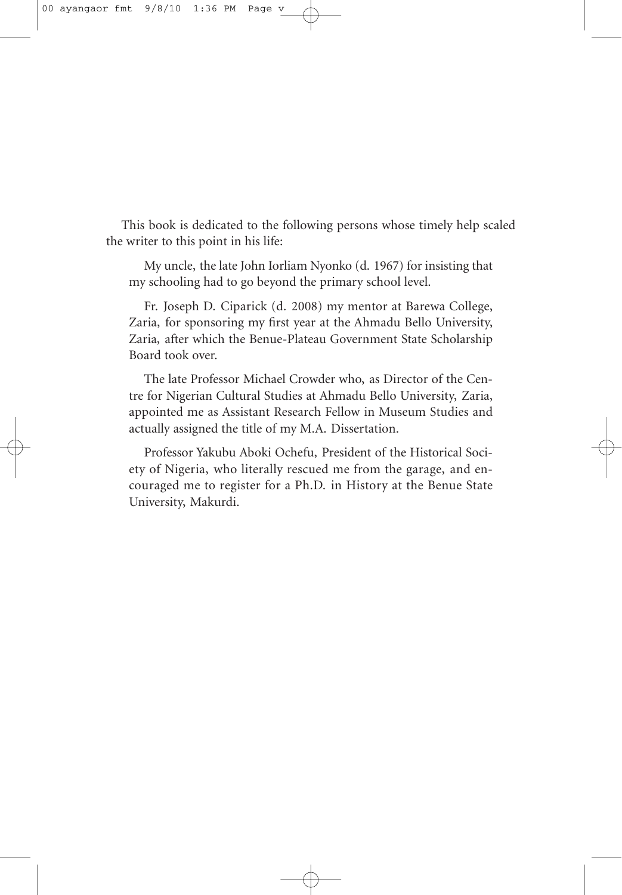This book is dedicated to the following persons whose timely help scaled the writer to this point in his life:

My uncle, the late John Iorliam Nyonko (d. 1967) for insisting that my schooling had to go beyond the primary school level.

Fr. Joseph D. Ciparick (d. 2008) my mentor at Barewa College, Zaria, for sponsoring my first year at the Ahmadu Bello University, Zaria, after which the Benue-Plateau Government State Scholarship Board took over.

The late Professor Michael Crowder who, as Director of the Centre for Nigerian Cultural Studies at Ahmadu Bello University, Zaria, appointed me as Assistant Research Fellow in Museum Studies and actually assigned the title of my M.A. Dissertation.

Professor Yakubu Aboki Ochefu, President of the Historical Society of Nigeria, who literally rescued me from the garage, and encouraged me to register for a Ph.D. in History at the Benue State University, Makurdi.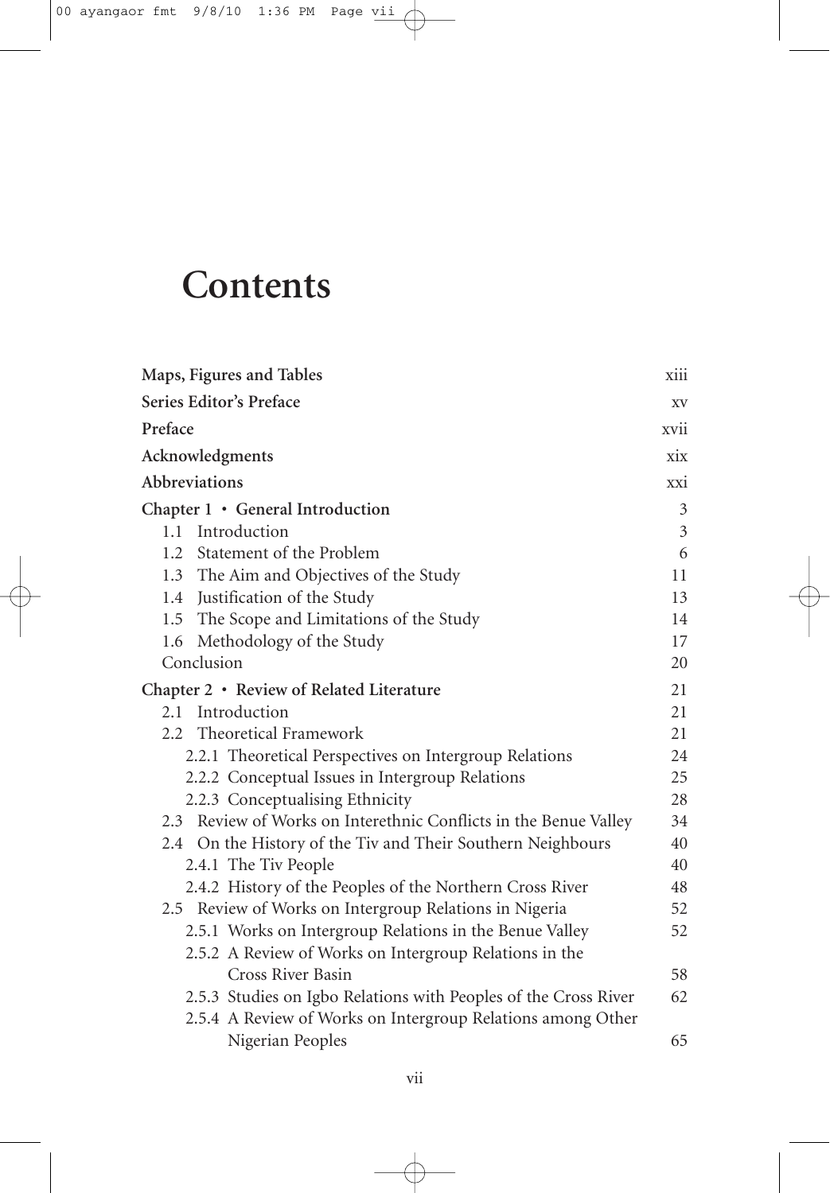# Contents

| | |
|---|---|
| **Maps, Figures and Tables** | xiii |
| **Series Editor's Preface** | xv |
| **Preface** | xvii |
| **Acknowledgments** | xix |
| **Abbreviations** | xxi |
| **Chapter 1 • General Introduction** | 3 |
| 1.1 Introduction | 3 |
| 1.2 Statement of the Problem | 6 |
| 1.3 The Aim and Objectives of the Study | 11 |
| 1.4 Justification of the Study | 13 |
| 1.5 The Scope and Limitations of the Study | 14 |
| 1.6 Methodology of the Study | 17 |
| Conclusion | 20 |
| **Chapter 2 • Review of Related Literature** | 21 |
| 2.1 Introduction | 21 |
| 2.2 Theoretical Framework | 21 |
| 2.2.1 Theoretical Perspectives on Intergroup Relations | 24 |
| 2.2.2 Conceptual Issues in Intergroup Relations | 25 |
| 2.2.3 Conceptualising Ethnicity | 28 |
| 2.3 Review of Works on Interethnic Conflicts in the Benue Valley | 34 |
| 2.4 On the History of the Tiv and Their Southern Neighbours | 40 |
| 2.4.1 The Tiv People | 40 |
| 2.4.2 History of the Peoples of the Northern Cross River | 48 |
| 2.5 Review of Works on Intergroup Relations in Nigeria | 52 |
| 2.5.1 Works on Intergroup Relations in the Benue Valley | 52 |
| 2.5.2 A Review of Works on Intergroup Relations in the Cross River Basin | 58 |
| 2.5.3 Studies on Igbo Relations with Peoples of the Cross River | 62 |
| 2.5.4 A Review of Works on Intergroup Relations among Other Nigerian Peoples | 65 |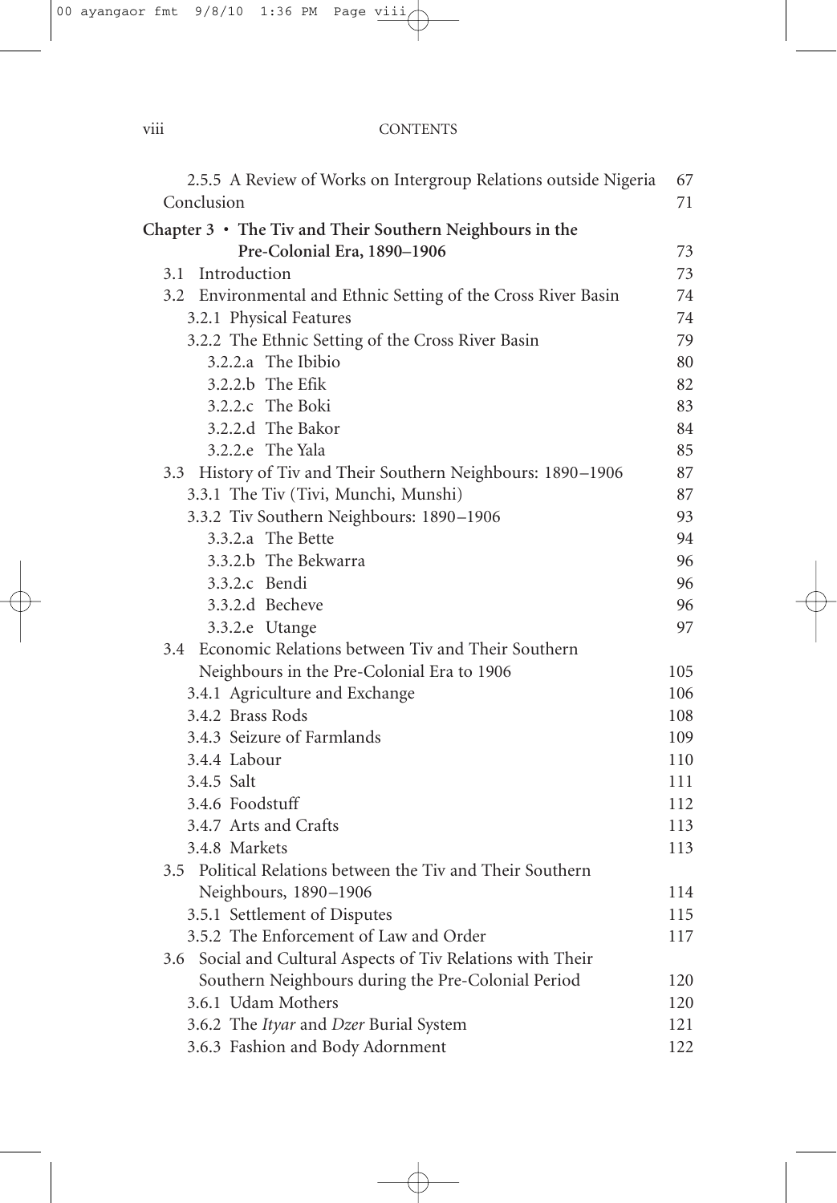2.5.5 A Review of Works on Intergroup Relations outside Nigeria 67
Conclusion 71

**Chapter 3 • The Tiv and Their Southern Neighbours in the Pre-Colonial Era, 1890–1906** 73

3.1 Introduction 73
3.2 Environmental and Ethnic Setting of the Cross River Basin 74
3.2.1 Physical Features 74
3.2.2 The Ethnic Setting of the Cross River Basin 79
3.2.2.a The Ibibio 80
3.2.2.b The Efik 82
3.2.2.c The Boki 83
3.2.2.d The Bakor 84
3.2.2.e The Yala 85
3.3 History of Tiv and Their Southern Neighbours: 1890–1906 87
3.3.1 The Tiv (Tivi, Munchi, Munshi) 87
3.3.2 Tiv Southern Neighbours: 1890–1906 93
3.3.2.a The Bette 94
3.3.2.b The Bekwarra 96
3.3.2.c Bendi 96
3.3.2.d Becheve 96
3.3.2.e Utange 97
3.4 Economic Relations between Tiv and Their Southern Neighbours in the Pre-Colonial Era to 1906 105
3.4.1 Agriculture and Exchange 106
3.4.2 Brass Rods 108
3.4.3 Seizure of Farmlands 109
3.4.4 Labour 110
3.4.5 Salt 111
3.4.6 Foodstuff 112
3.4.7 Arts and Crafts 113
3.4.8 Markets 113
3.5 Political Relations between the Tiv and Their Southern Neighbours, 1890–1906 114
3.5.1 Settlement of Disputes 115
3.5.2 The Enforcement of Law and Order 117
3.6 Social and Cultural Aspects of Tiv Relations with Their Southern Neighbours during the Pre-Colonial Period 120
3.6.1 Udam Mothers 120
3.6.2 The *Ityar* and *Dzer* Burial System 121
3.6.3 Fashion and Body Adornment 122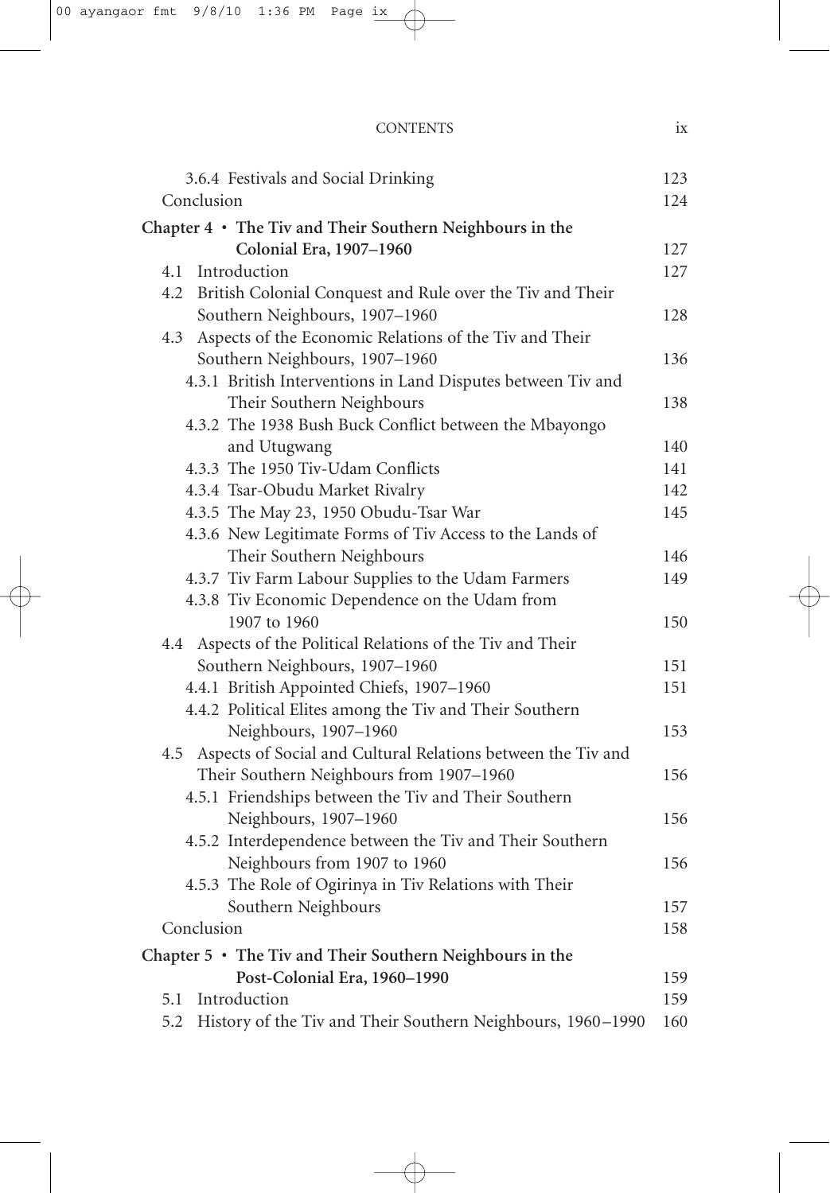3.6.4 Festivals and Social Drinking 123

Conclusion 124

**Chapter 4 • The Tiv and Their Southern Neighbours in the Colonial Era, 1907–1960** 127

4.1 Introduction 127

4.2 British Colonial Conquest and Rule over the Tiv and Their Southern Neighbours, 1907–1960 128

4.3 Aspects of the Economic Relations of the Tiv and Their Southern Neighbours, 1907–1960 136

4.3.1 British Interventions in Land Disputes between Tiv and Their Southern Neighbours 138

4.3.2 The 1938 Bush Buck Conflict between the Mbayongo and Utugwang 140

4.3.3 The 1950 Tiv-Udam Conflicts 141

4.3.4 Tsar-Obudu Market Rivalry 142

4.3.5 The May 23, 1950 Obudu-Tsar War 145

4.3.6 New Legitimate Forms of Tiv Access to the Lands of Their Southern Neighbours 146

4.3.7 Tiv Farm Labour Supplies to the Udam Farmers 149

4.3.8 Tiv Economic Dependence on the Udam from 1907 to 1960 150

4.4 Aspects of the Political Relations of the Tiv and Their Southern Neighbours, 1907–1960 151

4.4.1 British Appointed Chiefs, 1907–1960 151

4.4.2 Political Elites among the Tiv and Their Southern Neighbours, 1907–1960 153

4.5 Aspects of Social and Cultural Relations between the Tiv and Their Southern Neighbours from 1907–1960 156

4.5.1 Friendships between the Tiv and Their Southern Neighbours, 1907–1960 156

4.5.2 Interdependence between the Tiv and Their Southern Neighbours from 1907 to 1960 156

4.5.3 The Role of Ogirinya in Tiv Relations with Their Southern Neighbours 157

Conclusion 158

**Chapter 5 • The Tiv and Their Southern Neighbours in the Post-Colonial Era, 1960–1990** 159

5.1 Introduction 159

5.2 History of the Tiv and Their Southern Neighbours, 1960–1990 160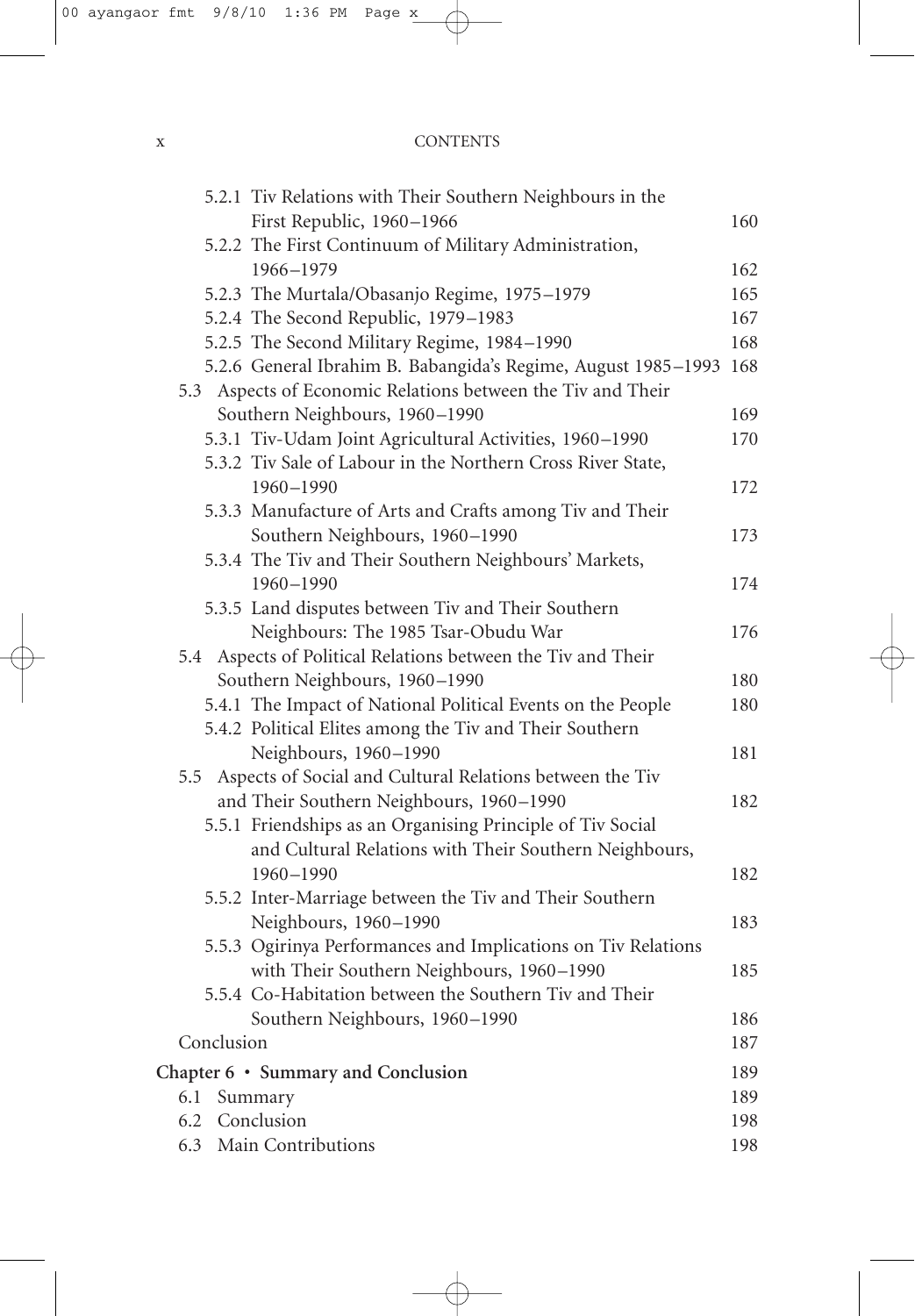- 5.2.1 Tiv Relations with Their Southern Neighbours in the First Republic, 1960–1966 — 160
- 5.2.2 The First Continuum of Military Administration, 1966–1979 — 162
- 5.2.3 The Murtala/Obasanjo Regime, 1975–1979 — 165
- 5.2.4 The Second Republic, 1979–1983 — 167
- 5.2.5 The Second Military Regime, 1984–1990 — 168
- 5.2.6 General Ibrahim B. Babangida's Regime, August 1985–1993 — 168

5.3 Aspects of Economic Relations between the Tiv and Their Southern Neighbours, 1960–1990 — 169

- 5.3.1 Tiv-Udam Joint Agricultural Activities, 1960–1990 — 170
- 5.3.2 Tiv Sale of Labour in the Northern Cross River State, 1960–1990 — 172
- 5.3.3 Manufacture of Arts and Crafts among Tiv and Their Southern Neighbours, 1960–1990 — 173
- 5.3.4 The Tiv and Their Southern Neighbours' Markets, 1960–1990 — 174
- 5.3.5 Land disputes between Tiv and Their Southern Neighbours: The 1985 Tsar-Obudu War — 176

5.4 Aspects of Political Relations between the Tiv and Their Southern Neighbours, 1960–1990 — 180

- 5.4.1 The Impact of National Political Events on the People — 180
- 5.4.2 Political Elites among the Tiv and Their Southern Neighbours, 1960–1990 — 181

5.5 Aspects of Social and Cultural Relations between the Tiv and Their Southern Neighbours, 1960–1990 — 182

- 5.5.1 Friendships as an Organising Principle of Tiv Social and Cultural Relations with Their Southern Neighbours, 1960–1990 — 182
- 5.5.2 Inter-Marriage between the Tiv and Their Southern Neighbours, 1960–1990 — 183
- 5.5.3 Ogirinya Performances and Implications on Tiv Relations with Their Southern Neighbours, 1960–1990 — 185
- 5.5.4 Co-Habitation between the Southern Tiv and Their Southern Neighbours, 1960–1990 — 186

Conclusion — 187

**Chapter 6 • Summary and Conclusion** — 189

6.1 Summary — 189

6.2 Conclusion — 198

6.3 Main Contributions — 198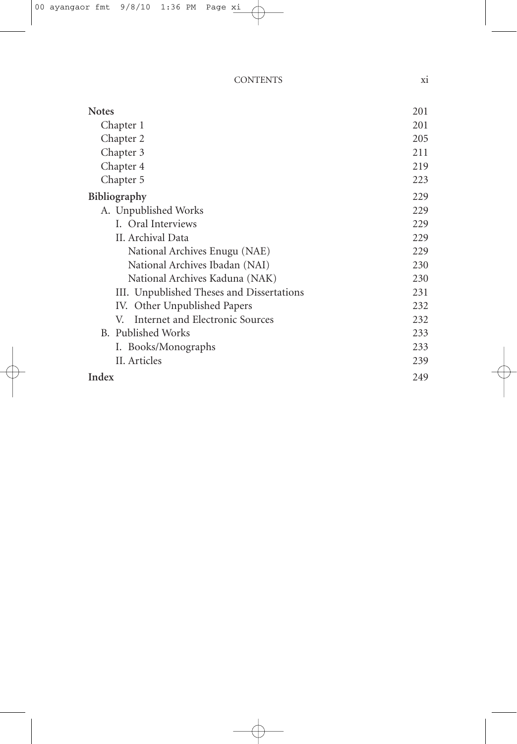| | |
|---|---|
| **Notes** | 201 |
| Chapter 1 | 201 |
| Chapter 2 | 205 |
| Chapter 3 | 211 |
| Chapter 4 | 219 |
| Chapter 5 | 223 |
| **Bibliography** | 229 |
| A. Unpublished Works | 229 |
| I. Oral Interviews | 229 |
| II. Archival Data | 229 |
| National Archives Enugu (NAE) | 229 |
| National Archives Ibadan (NAI) | 230 |
| National Archives Kaduna (NAK) | 230 |
| III. Unpublished Theses and Dissertations | 231 |
| IV. Other Unpublished Papers | 232 |
| V. Internet and Electronic Sources | 232 |
| B. Published Works | 233 |
| I. Books/Monographs | 233 |
| II. Articles | 239 |
| **Index** | 249 |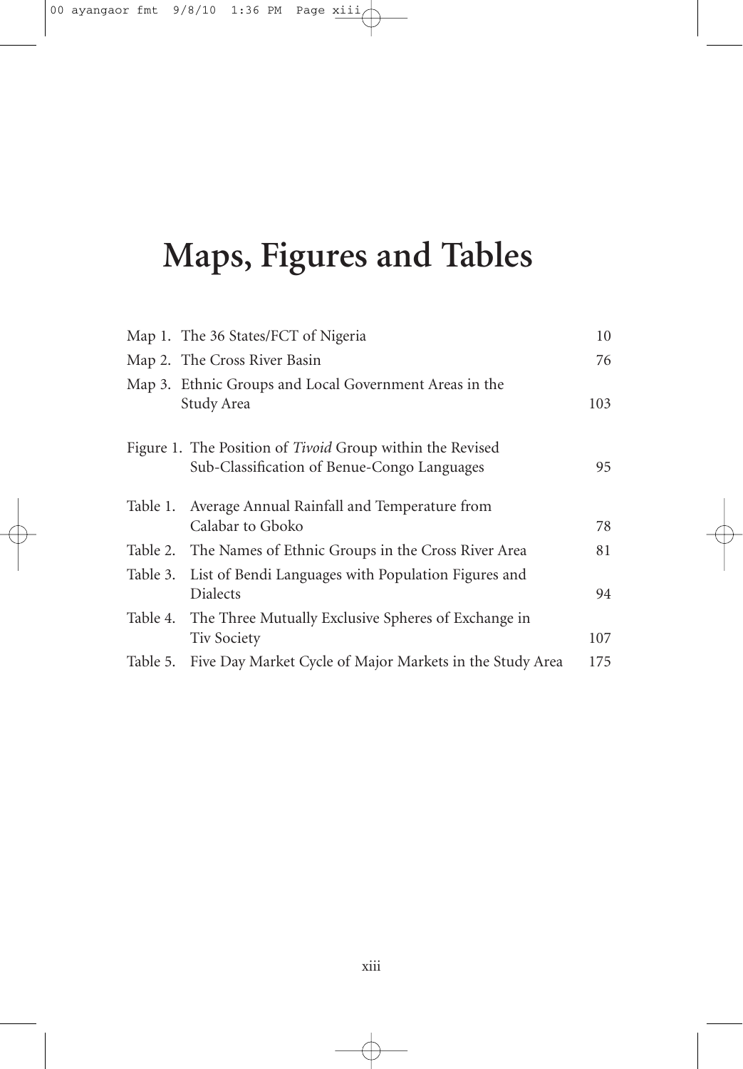# Maps, Figures and Tables

| | | |
|---|---|---|
| Map 1. | The 36 States/FCT of Nigeria | 10 |
| Map 2. | The Cross River Basin | 76 |
| Map 3. | Ethnic Groups and Local Government Areas in the Study Area | 103 |
| Figure 1. | The Position of *Tivoid* Group within the Revised Sub-Classification of Benue-Congo Languages | 95 |
| Table 1. | Average Annual Rainfall and Temperature from Calabar to Gboko | 78 |
| Table 2. | The Names of Ethnic Groups in the Cross River Area | 81 |
| Table 3. | List of Bendi Languages with Population Figures and Dialects | 94 |
| Table 4. | The Three Mutually Exclusive Spheres of Exchange in Tiv Society | 107 |
| Table 5. | Five Day Market Cycle of Major Markets in the Study Area | 175 |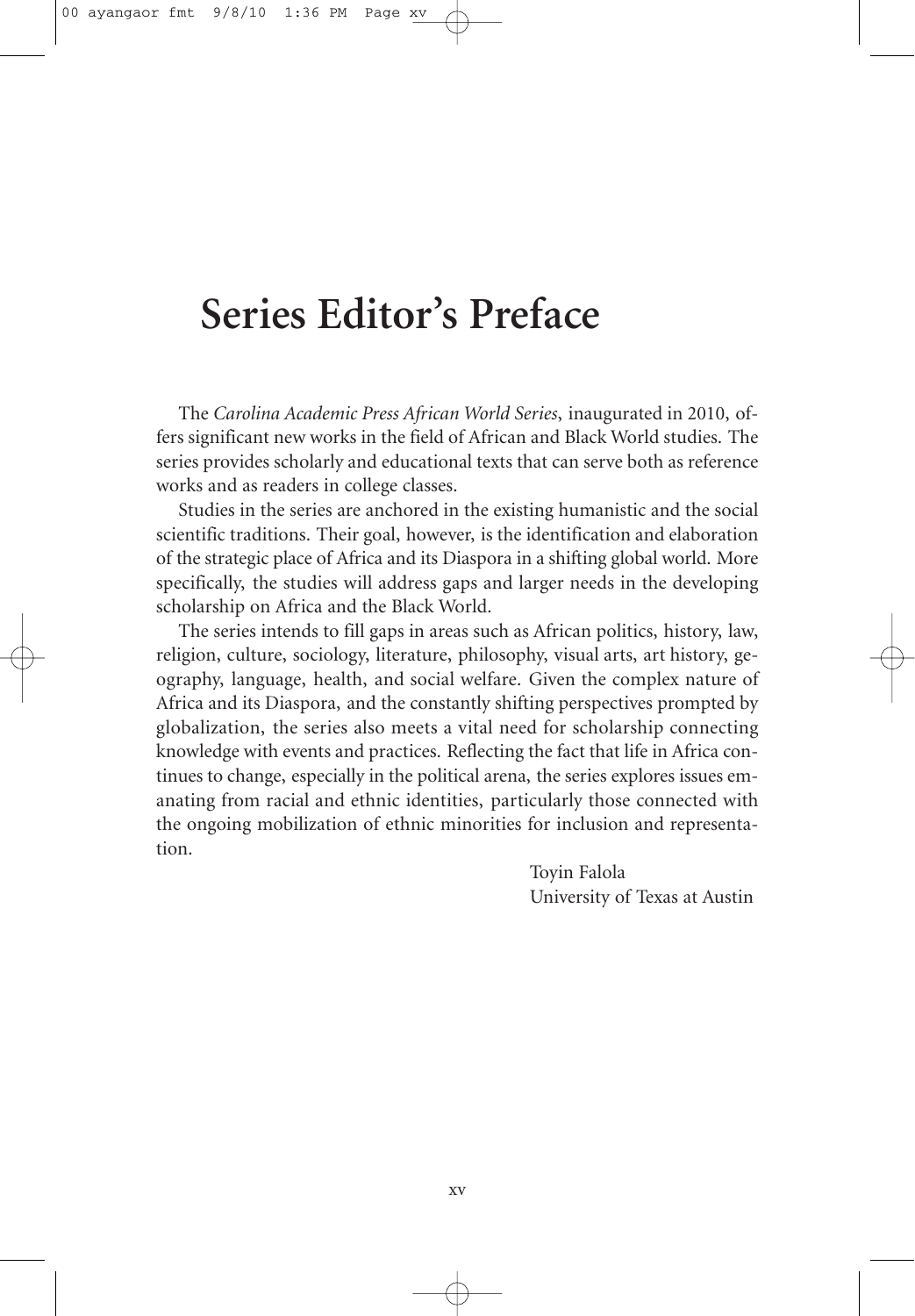# Series Editor's Preface

The *Carolina Academic Press African World Series*, inaugurated in 2010, offers significant new works in the field of African and Black World studies. The series provides scholarly and educational texts that can serve both as reference works and as readers in college classes.

Studies in the series are anchored in the existing humanistic and the social scientific traditions. Their goal, however, is the identification and elaboration of the strategic place of Africa and its Diaspora in a shifting global world. More specifically, the studies will address gaps and larger needs in the developing scholarship on Africa and the Black World.

The series intends to fill gaps in areas such as African politics, history, law, religion, culture, sociology, literature, philosophy, visual arts, art history, geography, language, health, and social welfare. Given the complex nature of Africa and its Diaspora, and the constantly shifting perspectives prompted by globalization, the series also meets a vital need for scholarship connecting knowledge with events and practices. Reflecting the fact that life in Africa continues to change, especially in the political arena, the series explores issues emanating from racial and ethnic identities, particularly those connected with the ongoing mobilization of ethnic minorities for inclusion and representation.

Toyin Falola
University of Texas at Austin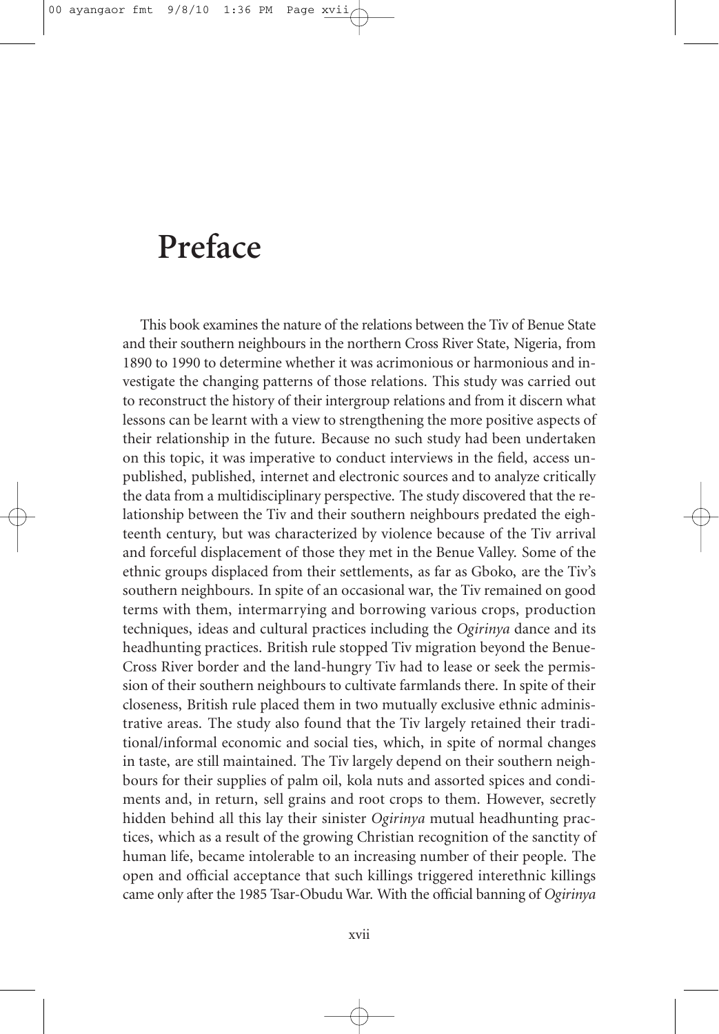# Preface

This book examines the nature of the relations between the Tiv of Benue State and their southern neighbours in the northern Cross River State, Nigeria, from 1890 to 1990 to determine whether it was acrimonious or harmonious and investigate the changing patterns of those relations. This study was carried out to reconstruct the history of their intergroup relations and from it discern what lessons can be learnt with a view to strengthening the more positive aspects of their relationship in the future. Because no such study had been undertaken on this topic, it was imperative to conduct interviews in the field, access unpublished, published, internet and electronic sources and to analyze critically the data from a multidisciplinary perspective. The study discovered that the relationship between the Tiv and their southern neighbours predated the eighteenth century, but was characterized by violence because of the Tiv arrival and forceful displacement of those they met in the Benue Valley. Some of the ethnic groups displaced from their settlements, as far as Gboko, are the Tiv's southern neighbours. In spite of an occasional war, the Tiv remained on good terms with them, intermarrying and borrowing various crops, production techniques, ideas and cultural practices including the *Ogirinya* dance and its headhunting practices. British rule stopped Tiv migration beyond the Benue-Cross River border and the land-hungry Tiv had to lease or seek the permission of their southern neighbours to cultivate farmlands there. In spite of their closeness, British rule placed them in two mutually exclusive ethnic administrative areas. The study also found that the Tiv largely retained their traditional/informal economic and social ties, which, in spite of normal changes in taste, are still maintained. The Tiv largely depend on their southern neighbours for their supplies of palm oil, kola nuts and assorted spices and condiments and, in return, sell grains and root crops to them. However, secretly hidden behind all this lay their sinister *Ogirinya* mutual headhunting practices, which as a result of the growing Christian recognition of the sanctity of human life, became intolerable to an increasing number of their people. The open and official acceptance that such killings triggered interethnic killings came only after the 1985 Tsar-Obudu War. With the official banning of *Ogirinya*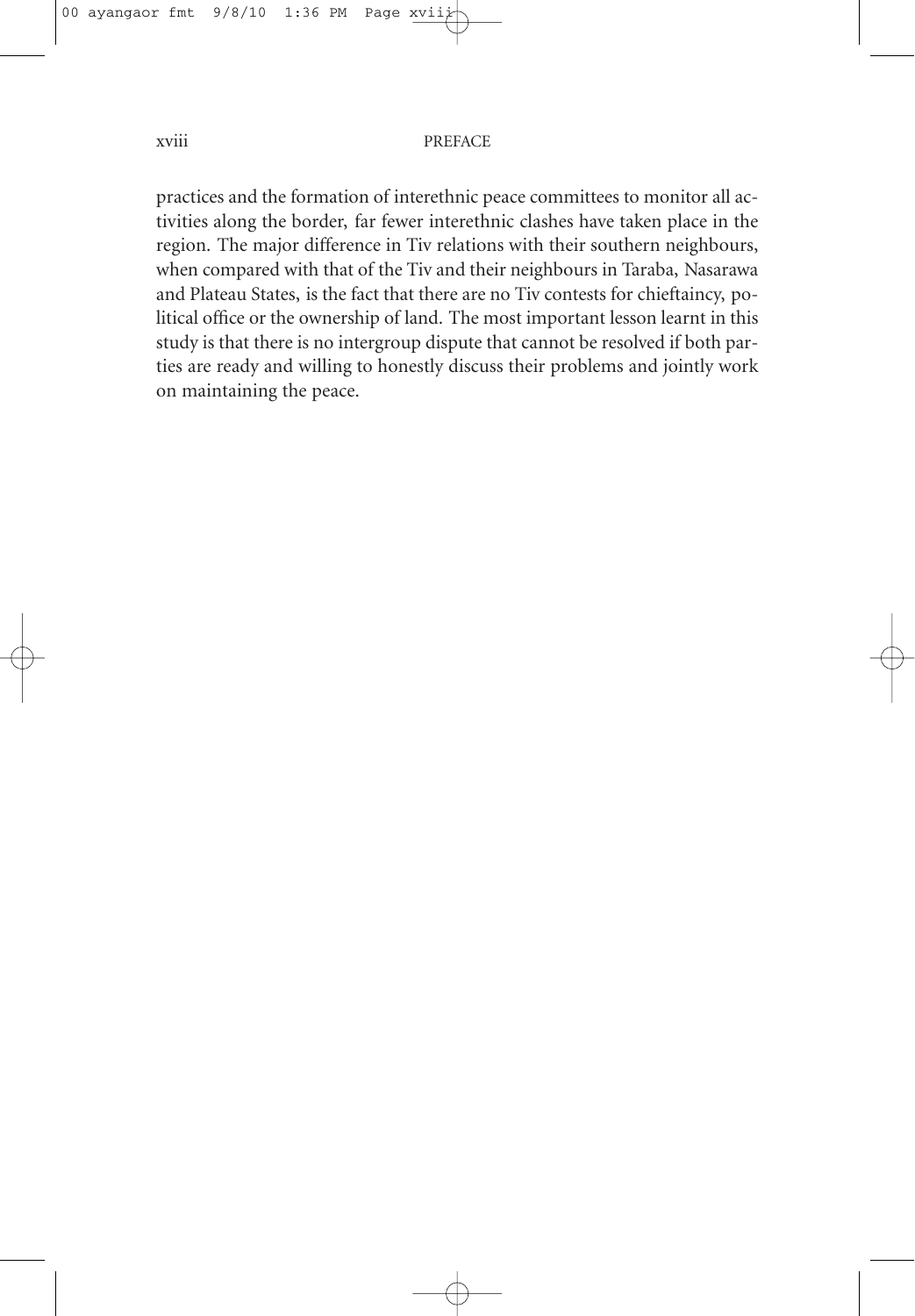practices and the formation of interethnic peace committees to monitor all activities along the border, far fewer interethnic clashes have taken place in the region. The major difference in Tiv relations with their southern neighbours, when compared with that of the Tiv and their neighbours in Taraba, Nasarawa and Plateau States, is the fact that there are no Tiv contests for chieftaincy, political office or the ownership of land. The most important lesson learnt in this study is that there is no intergroup dispute that cannot be resolved if both parties are ready and willing to honestly discuss their problems and jointly work on maintaining the peace.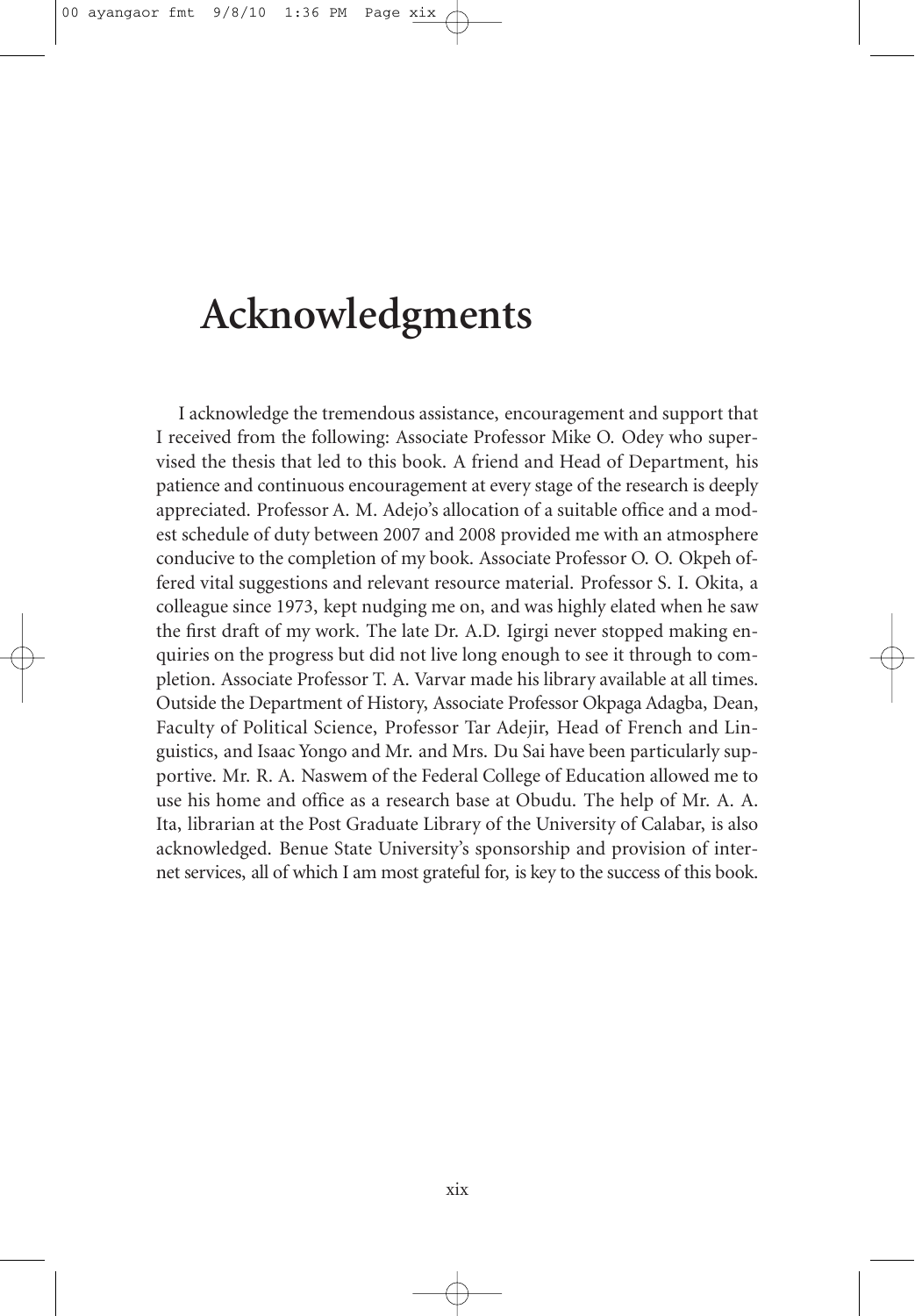# Acknowledgments

I acknowledge the tremendous assistance, encouragement and support that I received from the following: Associate Professor Mike O. Odey who supervised the thesis that led to this book. A friend and Head of Department, his patience and continuous encouragement at every stage of the research is deeply appreciated. Professor A. M. Adejo's allocation of a suitable office and a modest schedule of duty between 2007 and 2008 provided me with an atmosphere conducive to the completion of my book. Associate Professor O. O. Okpeh offered vital suggestions and relevant resource material. Professor S. I. Okita, a colleague since 1973, kept nudging me on, and was highly elated when he saw the first draft of my work. The late Dr. A.D. Igirgi never stopped making enquiries on the progress but did not live long enough to see it through to completion. Associate Professor T. A. Varvar made his library available at all times. Outside the Department of History, Associate Professor Okpaga Adagba, Dean, Faculty of Political Science, Professor Tar Adejir, Head of French and Linguistics, and Isaac Yongo and Mr. and Mrs. Du Sai have been particularly supportive. Mr. R. A. Naswem of the Federal College of Education allowed me to use his home and office as a research base at Obudu. The help of Mr. A. A. Ita, librarian at the Post Graduate Library of the University of Calabar, is also acknowledged. Benue State University's sponsorship and provision of internet services, all of which I am most grateful for, is key to the success of this book.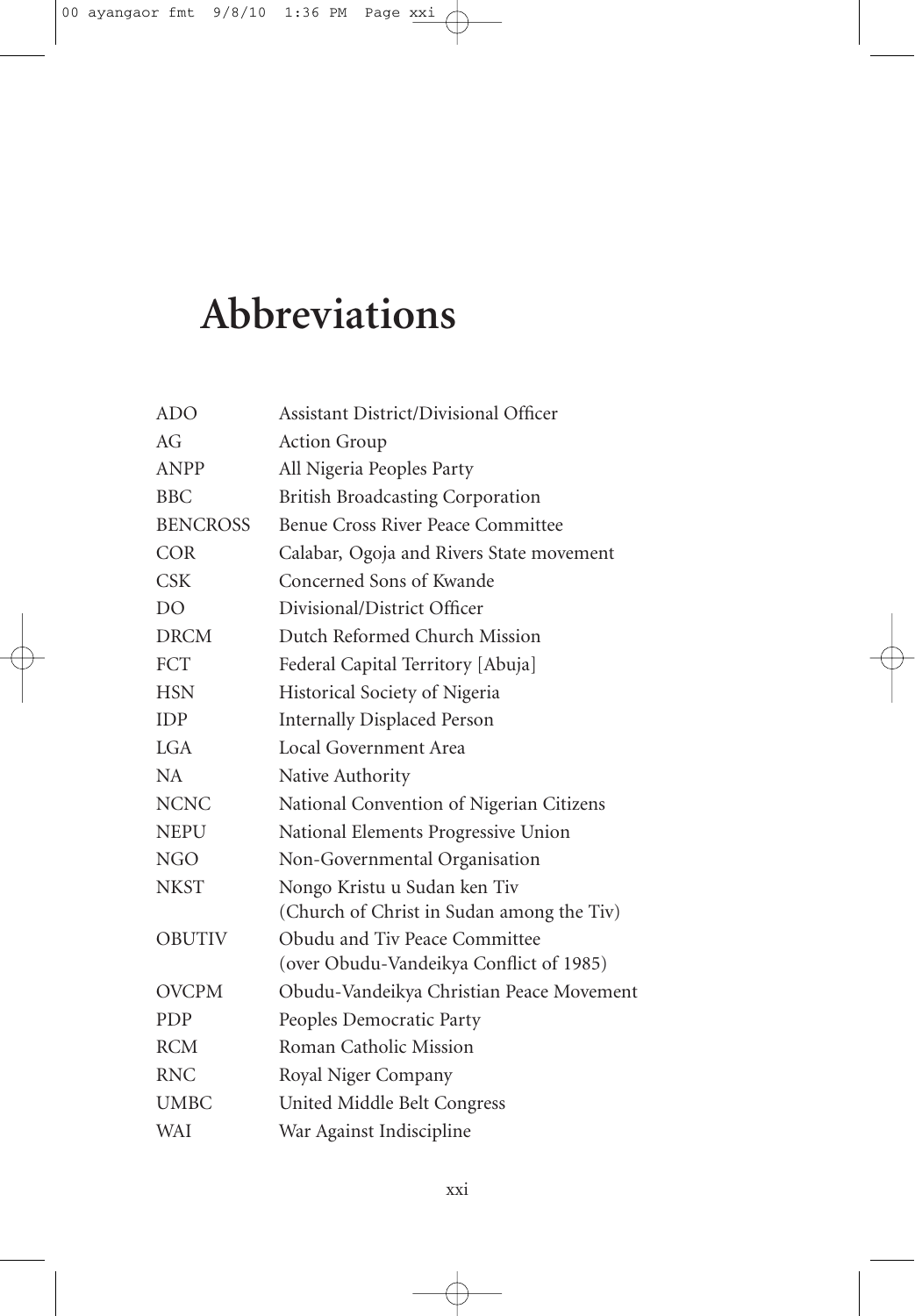# Abbreviations

| | |
|---|---|
| ADO | Assistant District/Divisional Officer |
| AG | Action Group |
| ANPP | All Nigeria Peoples Party |
| BBC | British Broadcasting Corporation |
| BENCROSS | Benue Cross River Peace Committee |
| COR | Calabar, Ogoja and Rivers State movement |
| CSK | Concerned Sons of Kwande |
| DO | Divisional/District Officer |
| DRCM | Dutch Reformed Church Mission |
| FCT | Federal Capital Territory [Abuja] |
| HSN | Historical Society of Nigeria |
| IDP | Internally Displaced Person |
| LGA | Local Government Area |
| NA | Native Authority |
| NCNC | National Convention of Nigerian Citizens |
| NEPU | National Elements Progressive Union |
| NGO | Non-Governmental Organisation |
| NKST | Nongo Kristu u Sudan ken Tiv (Church of Christ in Sudan among the Tiv) |
| OBUTIV | Obudu and Tiv Peace Committee (over Obudu-Vandeikya Conflict of 1985) |
| OVCPM | Obudu-Vandeikya Christian Peace Movement |
| PDP | Peoples Democratic Party |
| RCM | Roman Catholic Mission |
| RNC | Royal Niger Company |
| UMBC | United Middle Belt Congress |
| WAI | War Against Indiscipline |